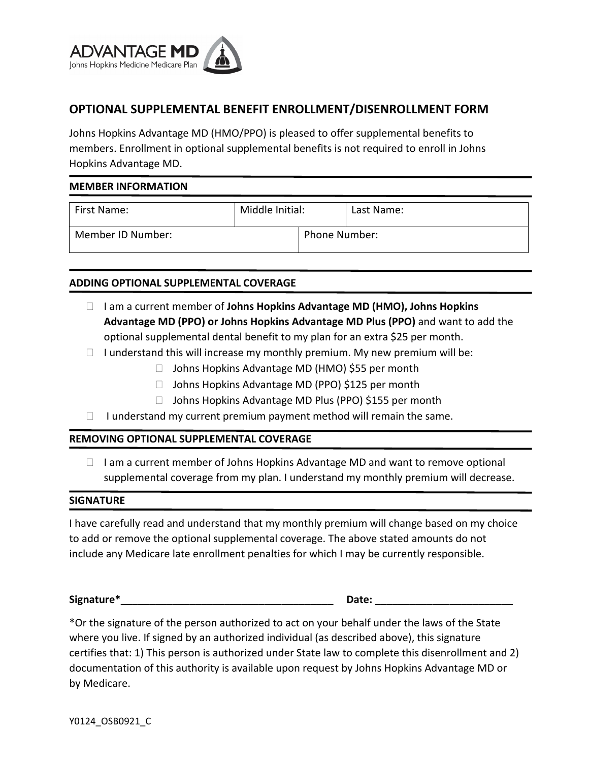ADVANTAGE MD
Johns Hopkins Medicine Medicare Plan

# OPTIONAL SUPPLEMENTAL BENEFIT ENROLLMENT/DISENROLLMENT FORM

Johns Hopkins Advantage MD (HMO/PPO) is pleased to offer supplemental benefits to members. Enrollment in optional supplemental benefits is not required to enroll in Johns Hopkins Advantage MD.

## MEMBER INFORMATION

| First Name: | Middle Initial: | Last Name: |
|---|---|---|
| Member ID Number: | Phone Number: | |

## ADDING OPTIONAL SUPPLEMENTAL COVERAGE

- ☐ I am a current member of **Johns Hopkins Advantage MD (HMO), Johns Hopkins Advantage MD (PPO) or Johns Hopkins Advantage MD Plus (PPO)** and want to add the optional supplemental dental benefit to my plan for an extra $25 per month.
- ☐ I understand this will increase my monthly premium. My new premium will be:
  - ☐ Johns Hopkins Advantage MD (HMO) $55 per month
  - ☐ Johns Hopkins Advantage MD (PPO) $125 per month
  - ☐ Johns Hopkins Advantage MD Plus (PPO) $155 per month
- ☐ I understand my current premium payment method will remain the same.

## REMOVING OPTIONAL SUPPLEMENTAL COVERAGE

- ☐ I am a current member of Johns Hopkins Advantage MD and want to remove optional supplemental coverage from my plan. I understand my monthly premium will decrease.

## SIGNATURE

I have carefully read and understand that my monthly premium will change based on my choice to add or remove the optional supplemental coverage. The above stated amounts do not include any Medicare late enrollment penalties for which I may be currently responsible.

**Signature*\_\_\_\_\_\_\_\_\_\_\_\_\_\_\_\_\_\_\_\_\_\_\_\_\_\_\_\_\_\_\_\_\_\_\_\_\_\_** **Date: \_\_\_\_\_\_\_\_\_\_\_\_\_\_\_\_\_\_\_\_\_\_\_\_\_**

*Or the signature of the person authorized to act on your behalf under the laws of the State where you live. If signed by an authorized individual (as described above), this signature certifies that: 1) This person is authorized under State law to complete this disenrollment and 2) documentation of this authority is available upon request by Johns Hopkins Advantage MD or by Medicare.

Y0124_OSB0921_C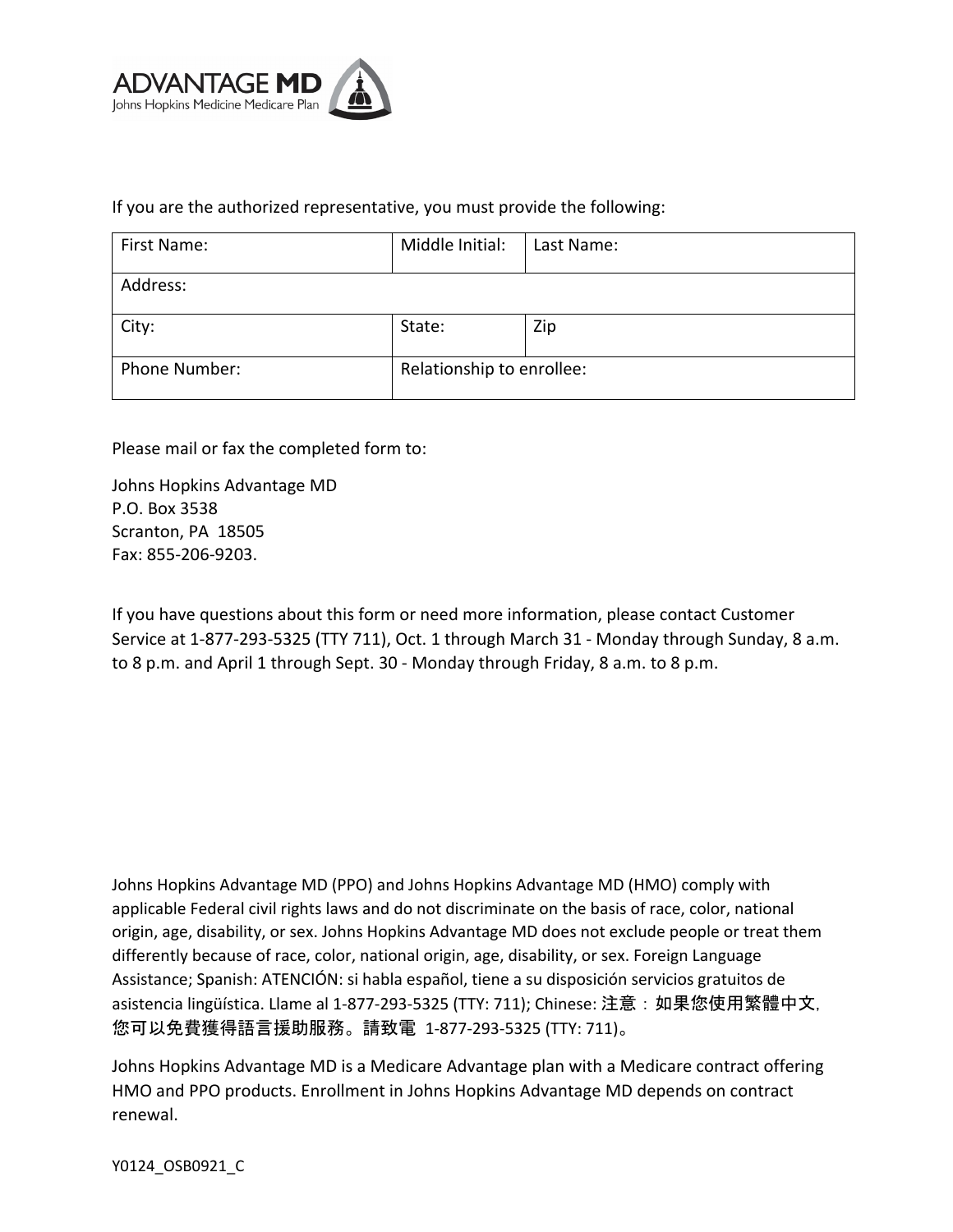ADVANTAGE MD
Johns Hopkins Medicine Medicare Plan

If you are the authorized representative, you must provide the following:

| | | |
|---|---|---|
| First Name: | Middle Initial: | Last Name: |
| Address: | | |
| City: | State: | Zip |
| Phone Number: | Relationship to enrollee: | |

Please mail or fax the completed form to:

Johns Hopkins Advantage MD
P.O. Box 3538
Scranton, PA 18505
Fax: 855-206-9203.

If you have questions about this form or need more information, please contact Customer Service at 1-877-293-5325 (TTY 711), Oct. 1 through March 31 - Monday through Sunday, 8 a.m. to 8 p.m. and April 1 through Sept. 30 - Monday through Friday, 8 a.m. to 8 p.m.

Johns Hopkins Advantage MD (PPO) and Johns Hopkins Advantage MD (HMO) comply with applicable Federal civil rights laws and do not discriminate on the basis of race, color, national origin, age, disability, or sex. Johns Hopkins Advantage MD does not exclude people or treat them differently because of race, color, national origin, age, disability, or sex. Foreign Language Assistance; Spanish: ATENCIÓN: si habla español, tiene a su disposición servicios gratuitos de asistencia lingüística. Llame al 1-877-293-5325 (TTY: 711); Chinese: 注意：如果您使用繁體中文，您可以免費獲得語言援助服務。請致電 1-877-293-5325 (TTY: 711)。

Johns Hopkins Advantage MD is a Medicare Advantage plan with a Medicare contract offering HMO and PPO products. Enrollment in Johns Hopkins Advantage MD depends on contract renewal.

Y0124_OSB0921_C